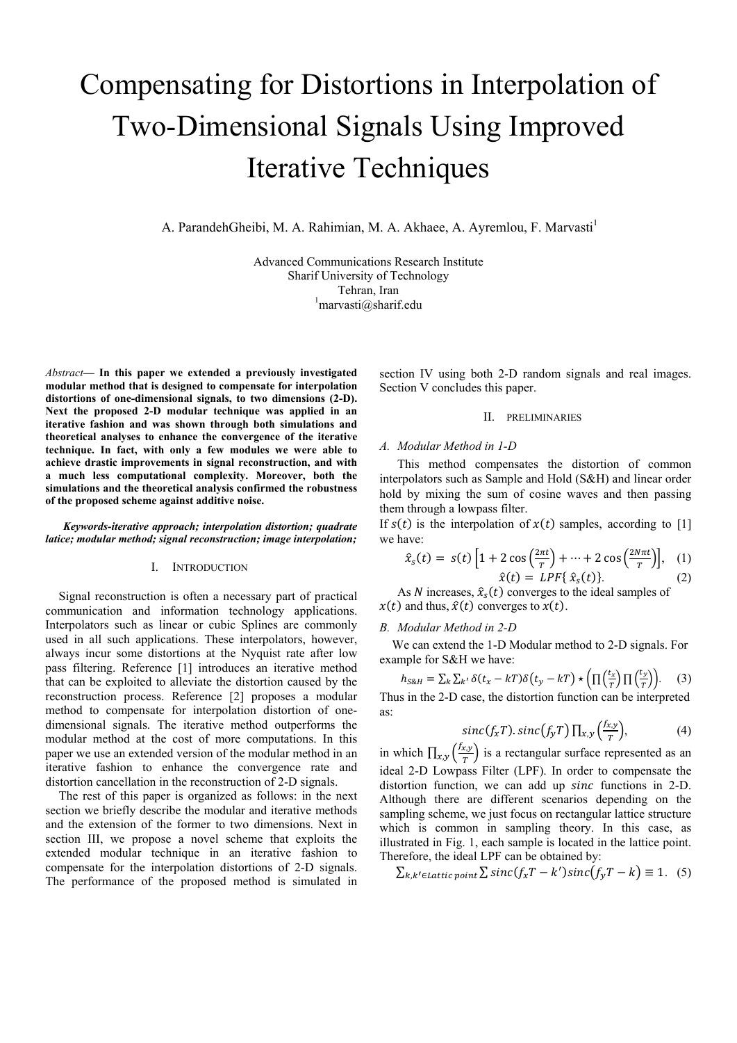# Compensating for Distortions in Interpolation of Two-Dimensional Signals Using Improved Iterative Techniques

A. ParandehGheibi, M. A. Rahimian, M. A. Akhaee, A. Ayremlou, F. Marvasti[1]

Advanced Communications Research Institute
Sharif University of Technology
Tehran, Iran
[1]marvasti@sharif.edu

*Abstract*— **In this paper we extended a previously investigated modular method that is designed to compensate for interpolation distortions of one-dimensional signals, to two dimensions (2-D). Next the proposed 2-D modular technique was applied in an iterative fashion and was shown through both simulations and theoretical analyses to enhance the convergence of the iterative technique. In fact, with only a few modules we were able to achieve drastic improvements in signal reconstruction, and with a much less computational complexity. Moreover, both the simulations and the theoretical analysis confirmed the robustness of the proposed scheme against additive noise.**

***Keywords-iterative approach; interpolation distortion; quadrate latice; modular method; signal reconstruction; image interpolation;***

## I. Introduction

Signal reconstruction is often a necessary part of practical communication and information technology applications. Interpolators such as linear or cubic Splines are commonly used in all such applications. These interpolators, however, always incur some distortions at the Nyquist rate after low pass filtering. Reference [1] introduces an iterative method that can be exploited to alleviate the distortion caused by the reconstruction process. Reference [2] proposes a modular method to compensate for interpolation distortion of one-dimensional signals. The iterative method outperforms the modular method at the cost of more computations. In this paper we use an extended version of the modular method in an iterative fashion to enhance the convergence rate and distortion cancellation in the reconstruction of 2-D signals.

The rest of this paper is organized as follows: in the next section we briefly describe the modular and iterative methods and the extension of the former to two dimensions. Next in section III, we propose a novel scheme that exploits the extended modular technique in an iterative fashion to compensate for the interpolation distortions of 2-D signals. The performance of the proposed method is simulated in section IV using both 2-D random signals and real images. Section V concludes this paper.

## II. Preliminaries

### A. Modular Method in 1-D

This method compensates the distortion of common interpolators such as Sample and Hold (S&H) and linear order hold by mixing the sum of cosine waves and then passing them through a lowpass filter.

If $s(t)$ is the interpolation of $x(t)$ samples, according to [1] we have:

$$\hat{x}_s(t) = s(t)\left[1 + 2\cos\left(\frac{2\pi t}{T}\right) + \cdots + 2\cos\left(\frac{2N\pi t}{T}\right)\right], \quad (1)$$

$$\hat{x}(t) = LPF\{\hat{x}_s(t)\}. \quad (2)$$

As $N$ increases, $\hat{x}_s(t)$ converges to the ideal samples of $x(t)$ and thus, $\hat{x}(t)$ converges to $x(t)$.

### B. Modular Method in 2-D

We can extend the 1-D Modular method to 2-D signals. For example for S&H we have:

$$h_{S\&H} = \sum_k \sum_{k'} \delta(t_x - kT)\delta(t_y - kT) \star \left(\prod\left(\frac{t_x}{T}\right)\prod\left(\frac{t_y}{T}\right)\right). \quad (3)$$

Thus in the 2-D case, the distortion function can be interpreted as:

$$sinc(f_x T).\,sinc(f_y T)\prod_{x,y}\left(\frac{f_{x,y}}{T}\right), \quad (4)$$

in which $\prod_{x,y}\left(\frac{f_{x,y}}{T}\right)$ is a rectangular surface represented as an ideal 2-D Lowpass Filter (LPF). In order to compensate the distortion function, we can add up $sinc$ functions in 2-D. Although there are different scenarios depending on the sampling scheme, we just focus on rectangular lattice structure which is common in sampling theory. In this case, as illustrated in Fig. 1, each sample is located in the lattice point. Therefore, the ideal LPF can be obtained by:

$$\sum_{k,k' \in Lattic\ point} \sum sinc(f_x T - k')sinc(f_y T - k) \equiv 1. \quad (5)$$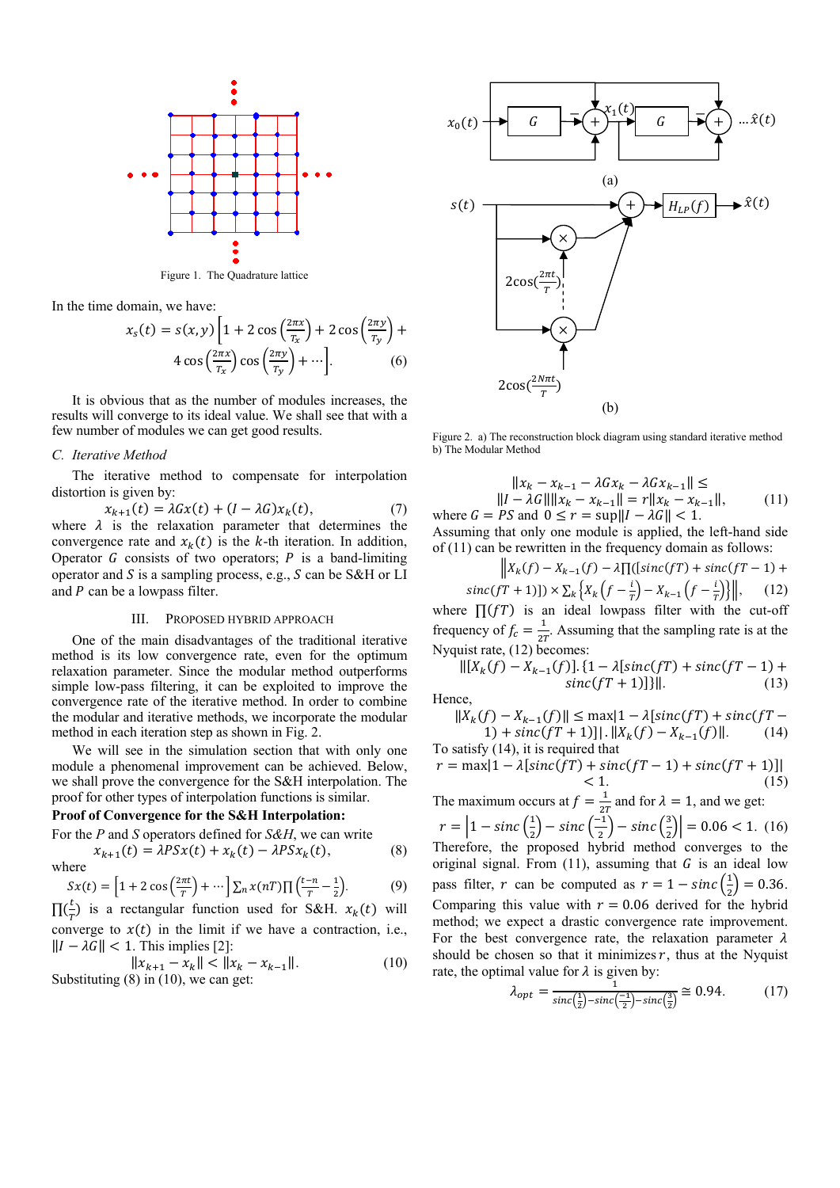Figure 1. The Quadrature lattice

In the time domain, we have:

$$x_s(t) = s(x,y)\left[1 + 2\cos\left(\frac{2\pi x}{T_x}\right) + 2\cos\left(\frac{2\pi y}{T_y}\right) + 4\cos\left(\frac{2\pi x}{T_x}\right)\cos\left(\frac{2\pi y}{T_y}\right) + \cdots\right]. \tag{6}$$

It is obvious that as the number of modules increases, the results will converge to its ideal value. We shall see that with a few number of modules we can get good results.

### C. Iterative Method

The iterative method to compensate for interpolation distortion is given by:

$$x_{k+1}(t) = \lambda G x(t) + (I - \lambda G)x_k(t), \tag{7}$$

where $\lambda$ is the relaxation parameter that determines the convergence rate and $x_k(t)$ is the $k$-th iteration. In addition, Operator $G$ consists of two operators; $P$ is a band-limiting operator and $S$ is a sampling process, e.g., $S$ can be S&H or LI and $P$ can be a lowpass filter.

## III. Proposed Hybrid Approach

One of the main disadvantages of the traditional iterative method is its low convergence rate, even for the optimum relaxation parameter. Since the modular method outperforms simple low-pass filtering, it can be exploited to improve the convergence rate of the iterative method. In order to combine the modular and iterative methods, we incorporate the modular method in each iteration step as shown in Fig. 2.

We will see in the simulation section that with only one module a phenomenal improvement can be achieved. Below, we shall prove the convergence for the S&H interpolation. The proof for other types of interpolation functions is similar.

**Proof of Convergence for the S&H Interpolation:**

For the $P$ and $S$ operators defined for $S\&H$, we can write

$$x_{k+1}(t) = \lambda PSx(t) + x_k(t) - \lambda PSx_k(t), \tag{8}$$

where

$$Sx(t) = \left[1 + 2\cos\left(\frac{2\pi t}{T}\right) + \cdots\right]\sum_n x(nT)\prod\left(\frac{t-n}{T} - \frac{1}{2}\right). \tag{9}$$

$\prod(\frac{t}{T})$ is a rectangular function used for S&H. $x_k(t)$ will converge to $x(t)$ in the limit if we have a contraction, i.e., $\|I - \lambda G\| < 1$. This implies [2]:

$$\|x_{k+1} - x_k\| < \|x_k - x_{k-1}\|. \tag{10}$$

Substituting (8) in (10), we can get:

Figure 2. a) The reconstruction block diagram using standard iterative method b) The Modular Method

$$\|x_k - x_{k-1} - \lambda G x_k - \lambda G x_{k-1}\| \leq \|I - \lambda G\|\|x_k - x_{k-1}\| = r\|x_k - x_{k-1}\|, \tag{11}$$

where $G = PS$ and $0 \leq r = \sup\|I - \lambda G\| < 1$.

Assuming that only one module is applied, the left-hand side of (11) can be rewritten in the frequency domain as follows:

$$\left\|X_k(f) - X_{k-1}(f) - \lambda\prod([sinc(fT) + sinc(fT-1) + sinc(fT+1)]) \times \sum_k\left\{X_k\left(f - \frac{i}{T}\right) - X_{k-1}\left(f - \frac{i}{T}\right)\right\}\right\|, \tag{12}$$

where $\prod(fT)$ is an ideal lowpass filter with the cut-off frequency of $f_c = \frac{1}{2T}$. Assuming that the sampling rate is at the Nyquist rate, (12) becomes:

$$\|[X_k(f) - X_{k-1}(f)].\{1 - \lambda[sinc(fT) + sinc(fT-1) + sinc(fT+1)]\}\|. \tag{13}$$

Hence,

$$\|X_k(f) - X_{k-1}(f)\| \leq \max|1 - \lambda[sinc(fT) + sinc(fT-1) + sinc(fT+1)]|.\|X_k(f) - X_{k-1}(f)\|. \tag{14}$$

To satisfy (14), it is required that

$$r = \max|1 - \lambda[sinc(fT) + sinc(fT-1) + sinc(fT+1)]| < 1. \tag{15}$$

The maximum occurs at $f = \frac{1}{2T}$ and for $\lambda = 1$, and we get:

$$r = \left|1 - sinc\left(\frac{1}{2}\right) - sinc\left(\frac{-1}{2}\right) - sinc\left(\frac{3}{2}\right)\right| = 0.06 < 1. \tag{16}$$

Therefore, the proposed hybrid method converges to the original signal. From (11), assuming that $G$ is an ideal low pass filter, $r$ can be computed as $r = 1 - sinc\left(\frac{1}{2}\right) = 0.36$. Comparing this value with $r = 0.06$ derived for the hybrid method; we expect a drastic convergence rate improvement. For the best convergence rate, the relaxation parameter $\lambda$ should be chosen so that it minimizes $r$, thus at the Nyquist rate, the optimal value for $\lambda$ is given by:

$$\lambda_{opt} = \frac{1}{sinc\left(\frac{1}{2}\right) - sinc\left(\frac{-1}{2}\right) - sinc\left(\frac{3}{2}\right)} \cong 0.94. \tag{17}$$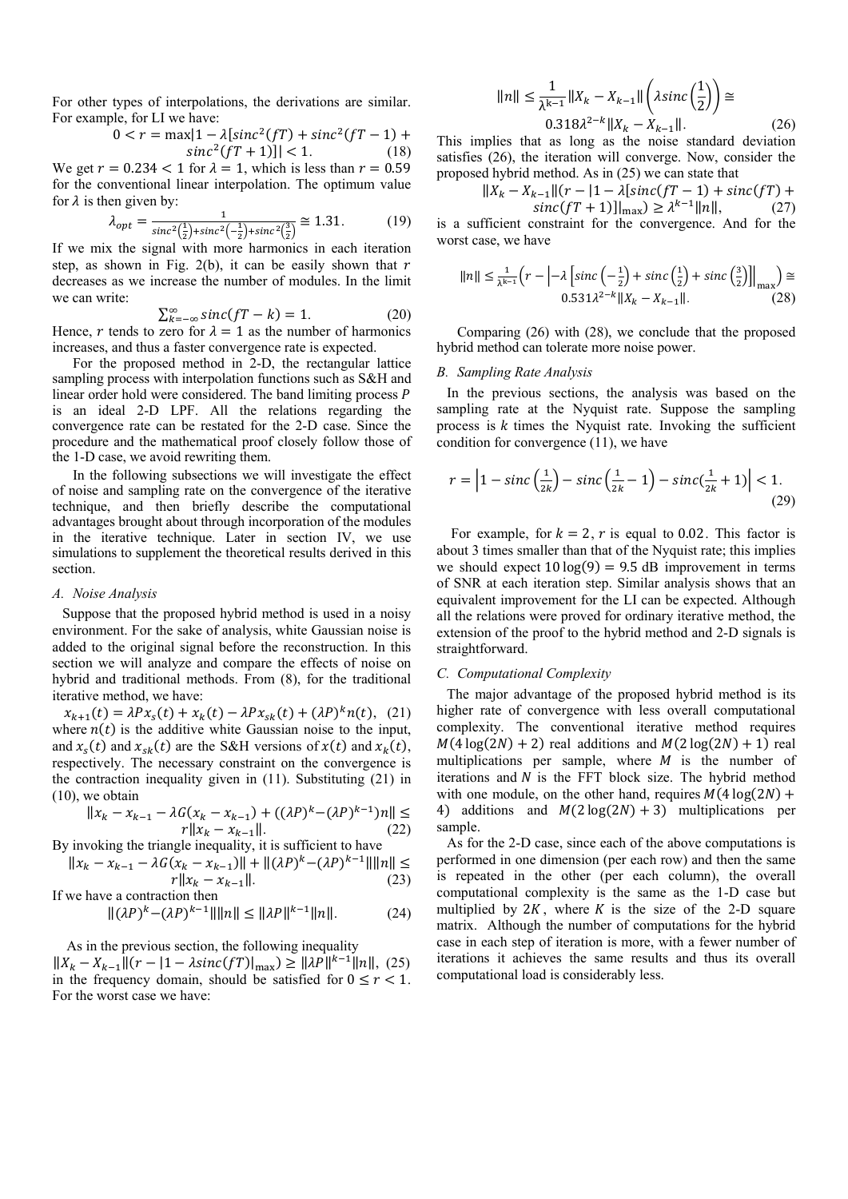For other types of interpolations, the derivations are similar. For example, for LI we have:

$$0 < r = \max|1 - \lambda[sinc^2(fT) + sinc^2(fT-1) + sinc^2(fT+1)]| < 1. \quad (18)$$

We get $r = 0.234 < 1$ for $\lambda = 1$, which is less than $r = 0.59$ for the conventional linear interpolation. The optimum value for $\lambda$ is then given by:

$$\lambda_{opt} = \frac{1}{sinc^2\left(\frac{1}{2}\right) + sinc^2\left(-\frac{1}{2}\right) + sinc^2\left(\frac{3}{2}\right)} \cong 1.31. \quad (19)$$

If we mix the signal with more harmonics in each iteration step, as shown in Fig. 2(b), it can be easily shown that $r$ decreases as we increase the number of modules. In the limit we can write:

$$\sum_{k=-\infty}^{\infty} sinc(fT - k) = 1. \quad (20)$$

Hence, $r$ tends to zero for $\lambda = 1$ as the number of harmonics increases, and thus a faster convergence rate is expected.

For the proposed method in 2-D, the rectangular lattice sampling process with interpolation functions such as S&H and linear order hold were considered. The band limiting process $P$ is an ideal 2-D LPF. All the relations regarding the convergence rate can be restated for the 2-D case. Since the procedure and the mathematical proof closely follow those of the 1-D case, we avoid rewriting them.

In the following subsections we will investigate the effect of noise and sampling rate on the convergence of the iterative technique, and then briefly describe the computational advantages brought about through incorporation of the modules in the iterative technique. Later in section IV, we use simulations to supplement the theoretical results derived in this section.

### A. Noise Analysis

Suppose that the proposed hybrid method is used in a noisy environment. For the sake of analysis, white Gaussian noise is added to the original signal before the reconstruction. In this section we will analyze and compare the effects of noise on hybrid and traditional methods. From (8), for the traditional iterative method, we have:

$$x_{k+1}(t) = \lambda P x_s(t) + x_k(t) - \lambda P x_{sk}(t) + (\lambda P)^k n(t), \quad (21)$$

where $n(t)$ is the additive white Gaussian noise to the input, and $x_s(t)$ and $x_{sk}(t)$ are the S&H versions of $x(t)$ and $x_k(t)$, respectively. The necessary constraint on the convergence is the contraction inequality given in (11). Substituting (21) in (10), we obtain

$$\|x_k - x_{k-1} - \lambda G(x_k - x_{k-1}) + ((\lambda P)^k - (\lambda P)^{k-1})n\| \leq r\|x_k - x_{k-1}\|. \quad (22)$$

By invoking the triangle inequality, it is sufficient to have

$$\|x_k - x_{k-1} - \lambda G(x_k - x_{k-1})\| + \|(\lambda P)^k - (\lambda P)^{k-1}\|\|n\| \leq r\|x_k - x_{k-1}\|. \quad (23)$$

If we have a contraction then

$$\|(\lambda P)^k - (\lambda P)^{k-1}\|\|n\| \leq \|\lambda P\|^{k-1}\|n\|. \quad (24)$$

As in the previous section, the following inequality

$$\|X_k - X_{k-1}\|(r - |1 - \lambda sinc(fT)|_{\max}) \geq \|\lambda P\|^{k-1}\|n\|, \quad (25)$$

in the frequency domain, should be satisfied for $0 \leq r < 1$. For the worst case we have:

$$\|n\| \leq \frac{1}{\lambda^{k-1}}\|X_k - X_{k-1}\|\left(\lambda sinc\left(\frac{1}{2}\right)\right) \cong 0.318\lambda^{2-k}\|X_k - X_{k-1}\|. \quad (26)$$

This implies that as long as the noise standard deviation satisfies (26), the iteration will converge. Now, consider the proposed hybrid method. As in (25) we can state that

$$\|X_k - X_{k-1}\|(r - |1 - \lambda[sinc(fT-1) + sinc(fT) + sinc(fT+1)]|_{\max}) \geq \lambda^{k-1}\|n\|, \quad (27)$$

is a sufficient constraint for the convergence. And for the worst case, we have

$$\|n\| \leq \frac{1}{\lambda^{k-1}}\left(r - \left|-\lambda\left[sinc\left(-\frac{1}{2}\right) + sinc\left(\frac{1}{2}\right) + sinc\left(\frac{3}{2}\right)\right]\right|_{\max}\right) \cong 0.531\lambda^{2-k}\|X_k - X_{k-1}\|. \quad (28)$$

Comparing (26) with (28), we conclude that the proposed hybrid method can tolerate more noise power.

### B. Sampling Rate Analysis

In the previous sections, the analysis was based on the sampling rate at the Nyquist rate. Suppose the sampling process is $k$ times the Nyquist rate. Invoking the sufficient condition for convergence (11), we have

$$r = \left|1 - sinc\left(\frac{1}{2k}\right) - sinc\left(\frac{1}{2k} - 1\right) - sinc\left(\frac{1}{2k} + 1\right)\right| < 1. \quad (29)$$

For example, for $k = 2$, $r$ is equal to $0.02$. This factor is about 3 times smaller than that of the Nyquist rate; this implies we should expect $10\log(9) = 9.5$ dB improvement in terms of SNR at each iteration step. Similar analysis shows that an equivalent improvement for the LI can be expected. Although all the relations were proved for ordinary iterative method, the extension of the proof to the hybrid method and 2-D signals is straightforward.

### C. Computational Complexity

The major advantage of the proposed hybrid method is its higher rate of convergence with less overall computational complexity. The conventional iterative method requires $M(4\log(2N) + 2)$ real additions and $M(2\log(2N) + 1)$ real multiplications per sample, where $M$ is the number of iterations and $N$ is the FFT block size. The hybrid method with one module, on the other hand, requires $M(4\log(2N) + 4)$ additions and $M(2\log(2N) + 3)$ multiplications per sample.

As for the 2-D case, since each of the above computations is performed in one dimension (per each row) and then the same is repeated in the other (per each column), the overall computational complexity is the same as the 1-D case but multiplied by $2K$, where $K$ is the size of the 2-D square matrix. Although the number of computations for the hybrid case in each step of iteration is more, with a fewer number of iterations it achieves the same results and thus its overall computational load is considerably less.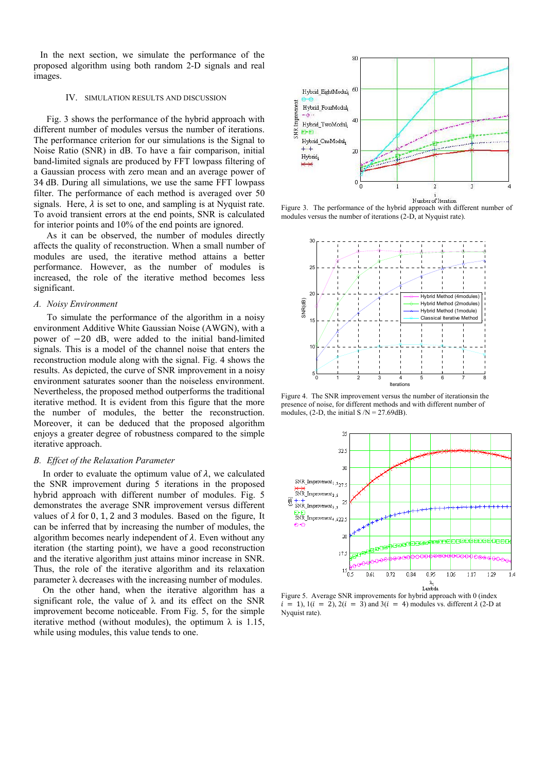In the next section, we simulate the performance of the proposed algorithm using both random 2-D signals and real images.

## IV. SIMULATION RESULTS AND DISCUSSION

Fig. 3 shows the performance of the hybrid approach with different number of modules versus the number of iterations. The performance criterion for our simulations is the Signal to Noise Ratio (SNR) in dB. To have a fair comparison, initial band-limited signals are produced by FFT lowpass filtering of a Gaussian process with zero mean and an average power of 34 dB. During all simulations, we use the same FFT lowpass filter. The performance of each method is averaged over 50 signals. Here, $\lambda$ is set to one, and sampling is at Nyquist rate. To avoid transient errors at the end points, SNR is calculated for interior points and 10% of the end points are ignored.

As it can be observed, the number of modules directly affects the quality of reconstruction. When a small number of modules are used, the iterative method attains a better performance. However, as the number of modules is increased, the role of the iterative method becomes less significant.

### *A. Noisy Environment*

To simulate the performance of the algorithm in a noisy environment Additive White Gaussian Noise (AWGN), with a power of $-20$ dB, were added to the initial band-limited signals. This is a model of the channel noise that enters the reconstruction module along with the signal. Fig. 4 shows the results. As depicted, the curve of SNR improvement in a noisy environment saturates sooner than the noiseless environment. Nevertheless, the proposed method outperforms the traditional iterative method. It is evident from this figure that the more the number of modules, the better the reconstruction. Moreover, it can be deduced that the proposed algorithm enjoys a greater degree of robustness compared to the simple iterative approach.

### *B. Effcet of the Relaxation Parameter*

In order to evaluate the optimum value of $\lambda$, we calculated the SNR improvement during 5 iterations in the proposed hybrid approach with different number of modules. Fig. 5 demonstrates the average SNR improvement versus different values of $\lambda$ for 0, 1, 2 and 3 modules. Based on the figure, It can be inferred that by increasing the number of modules, the algorithm becomes nearly independent of $\lambda$. Even without any iteration (the starting point), we have a good reconstruction and the iterative algorithm just attains minor increase in SNR. Thus, the role of the iterative algorithm and its relaxation parameter $\lambda$ decreases with the increasing number of modules.

On the other hand, when the iterative algorithm has a significant role, the value of $\lambda$ and its effect on the SNR improvement become noticeable. From Fig. 5, for the simple iterative method (without modules), the optimum $\lambda$ is 1.15, while using modules, this value tends to one.

Figure 3. The performance of the hybrid approach with different number of modules versus the number of iterations (2-D, at Nyquist rate).

Figure 4. The SNR improvement versus the number of iterationsin the presence of noise, for different methods and with different number of modules, (2-D, the initial S /N = 27.69dB).

Figure 5. Average SNR improvements for hybrid approach with 0 (index $i = 1$), 1($i = 2$), 2($i = 3$) and 3($i = 4$) modules vs. different $\lambda$ (2-D at Nyquist rate).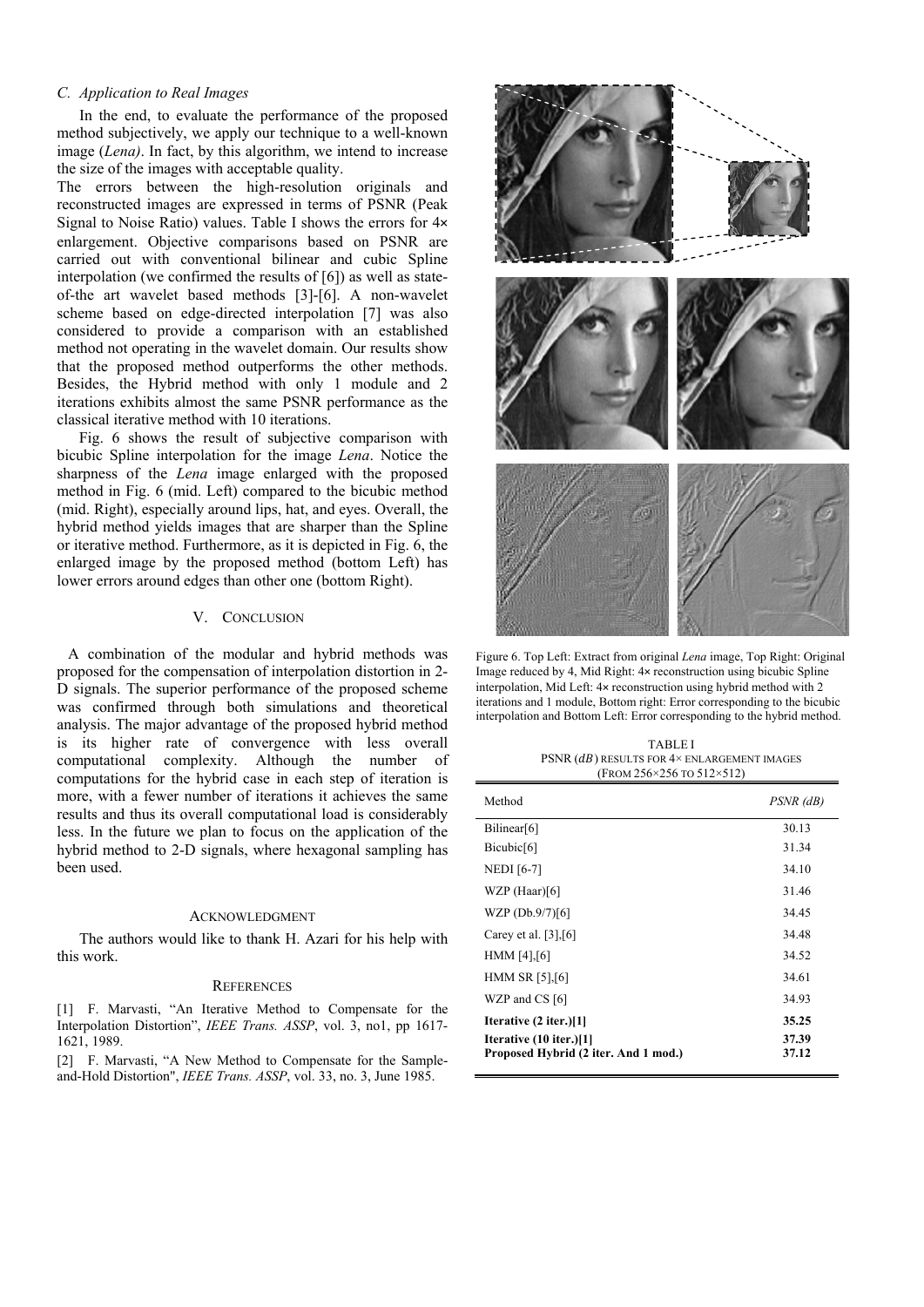### C. Application to Real Images

In the end, to evaluate the performance of the proposed method subjectively, we apply our technique to a well-known image (*Lena)*. In fact, by this algorithm, we intend to increase the size of the images with acceptable quality.

The errors between the high-resolution originals and reconstructed images are expressed in terms of PSNR (Peak Signal to Noise Ratio) values. Table I shows the errors for 4× enlargement. Objective comparisons based on PSNR are carried out with conventional bilinear and cubic Spline interpolation (we confirmed the results of [6]) as well as state-of-the art wavelet based methods [3]-[6]. A non-wavelet scheme based on edge-directed interpolation [7] was also considered to provide a comparison with an established method not operating in the wavelet domain. Our results show that the proposed method outperforms the other methods. Besides, the Hybrid method with only 1 module and 2 iterations exhibits almost the same PSNR performance as the classical iterative method with 10 iterations.

Fig. 6 shows the result of subjective comparison with bicubic Spline interpolation for the image *Lena*. Notice the sharpness of the *Lena* image enlarged with the proposed method in Fig. 6 (mid. Left) compared to the bicubic method (mid. Right), especially around lips, hat, and eyes. Overall, the hybrid method yields images that are sharper than the Spline or iterative method. Furthermore, as it is depicted in Fig. 6, the enlarged image by the proposed method (bottom Left) has lower errors around edges than other one (bottom Right).

## V. Conclusion

A combination of the modular and hybrid methods was proposed for the compensation of interpolation distortion in 2-D signals. The superior performance of the proposed scheme was confirmed through both simulations and theoretical analysis. The major advantage of the proposed hybrid method is its higher rate of convergence with less overall computational complexity. Although the number of computations for the hybrid case in each step of iteration is more, with a fewer number of iterations it achieves the same results and thus its overall computational load is considerably less. In the future we plan to focus on the application of the hybrid method to 2-D signals, where hexagonal sampling has been used.

## Acknowledgment

The authors would like to thank H. Azari for his help with this work.

## References

[1] F. Marvasti, "An Iterative Method to Compensate for the Interpolation Distortion", *IEEE Trans. ASSP*, vol. 3, no1, pp 1617-1621, 1989.

[2] F. Marvasti, "A New Method to Compensate for the Sample-and-Hold Distortion", *IEEE Trans. ASSP*, vol. 33, no. 3, June 1985.

Figure 6. Top Left: Extract from original *Lena* image, Top Right: Original Image reduced by 4, Mid Right: 4× reconstruction using bicubic Spline interpolation, Mid Left: 4× reconstruction using hybrid method with 2 iterations and 1 module, Bottom right: Error corresponding to the bicubic interpolation and Bottom Left: Error corresponding to the hybrid method.

TABLE I
PSNR ($dB$) RESULTS FOR 4× ENLARGEMENT IMAGES (FROM 256×256 TO 512×512)

| Method | *PSNR (dB)* |
|---|---|
| Bilinear[6] | 30.13 |
| Bicubic[6] | 31.34 |
| NEDI [6-7] | 34.10 |
| WZP (Haar)[6] | 31.46 |
| WZP (Db.9/7)[6] | 34.45 |
| Carey et al. [3],[6] | 34.48 |
| HMM [4],[6] | 34.52 |
| HMM SR [5],[6] | 34.61 |
| WZP and CS [6] | 34.93 |
| **Iterative (2 iter.)[1]** | **35.25** |
| **Iterative (10 iter.)[1]** | **37.39** |
| **Proposed Hybrid (2 iter. And 1 mod.)** | **37.12** |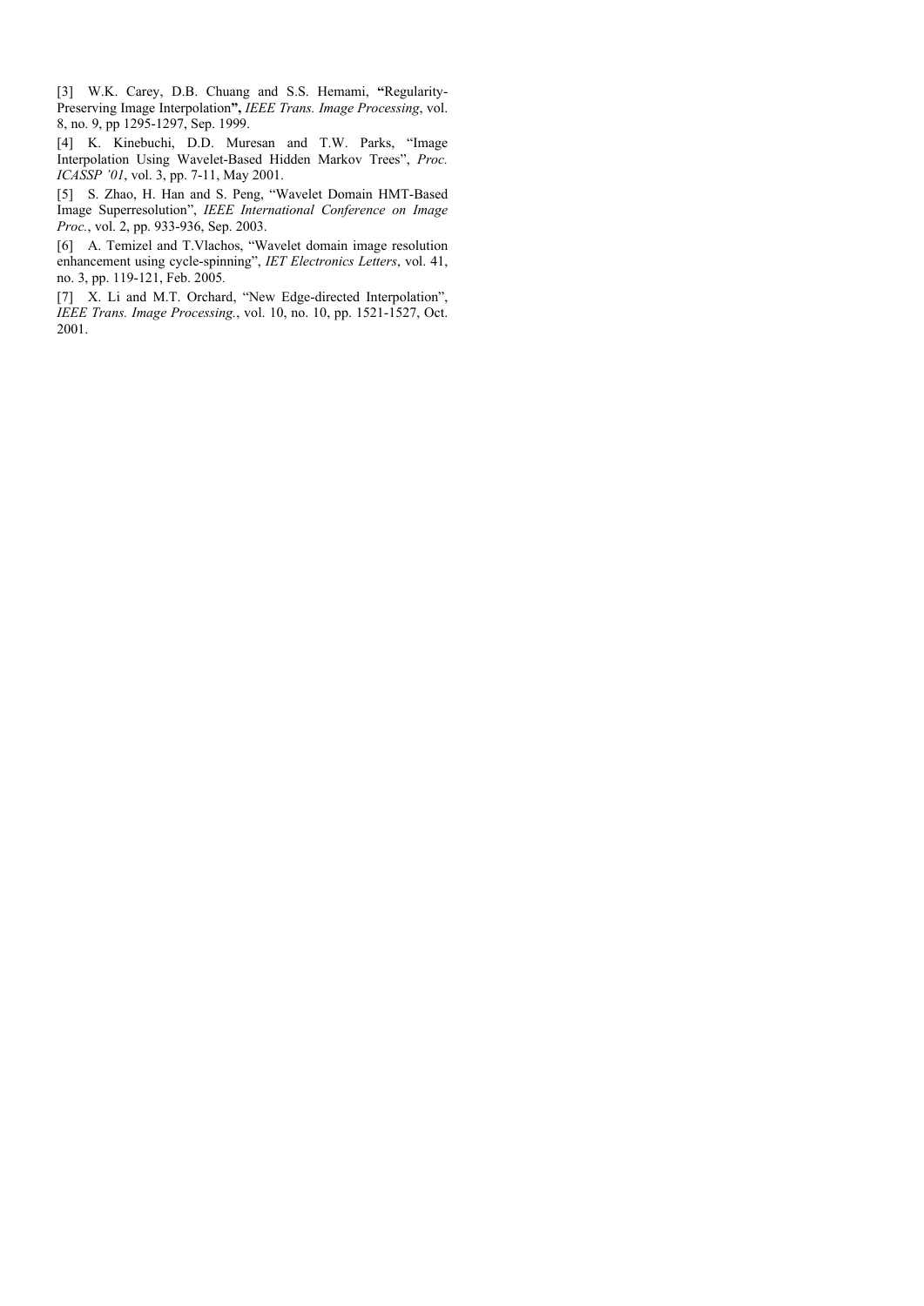[3] W.K. Carey, D.B. Chuang and S.S. Hemami, **"**Regularity-Preserving Image Interpolation**",** *IEEE Trans. Image Processing*, vol. 8, no. 9, pp 1295-1297, Sep. 1999.

[4] K. Kinebuchi, D.D. Muresan and T.W. Parks, "Image Interpolation Using Wavelet-Based Hidden Markov Trees", *Proc. ICASSP '01*, vol. 3, pp. 7-11, May 2001.

[5] S. Zhao, H. Han and S. Peng, "Wavelet Domain HMT-Based Image Superresolution", *IEEE International Conference on Image Proc.*, vol. 2, pp. 933-936, Sep. 2003.

[6] A. Temizel and T.Vlachos, "Wavelet domain image resolution enhancement using cycle-spinning", *IET Electronics Letters*, vol. 41, no. 3, pp. 119-121, Feb. 2005.

[7] X. Li and M.T. Orchard, "New Edge-directed Interpolation", *IEEE Trans. Image Processing.*, vol. 10, no. 10, pp. 1521-1527, Oct. 2001.